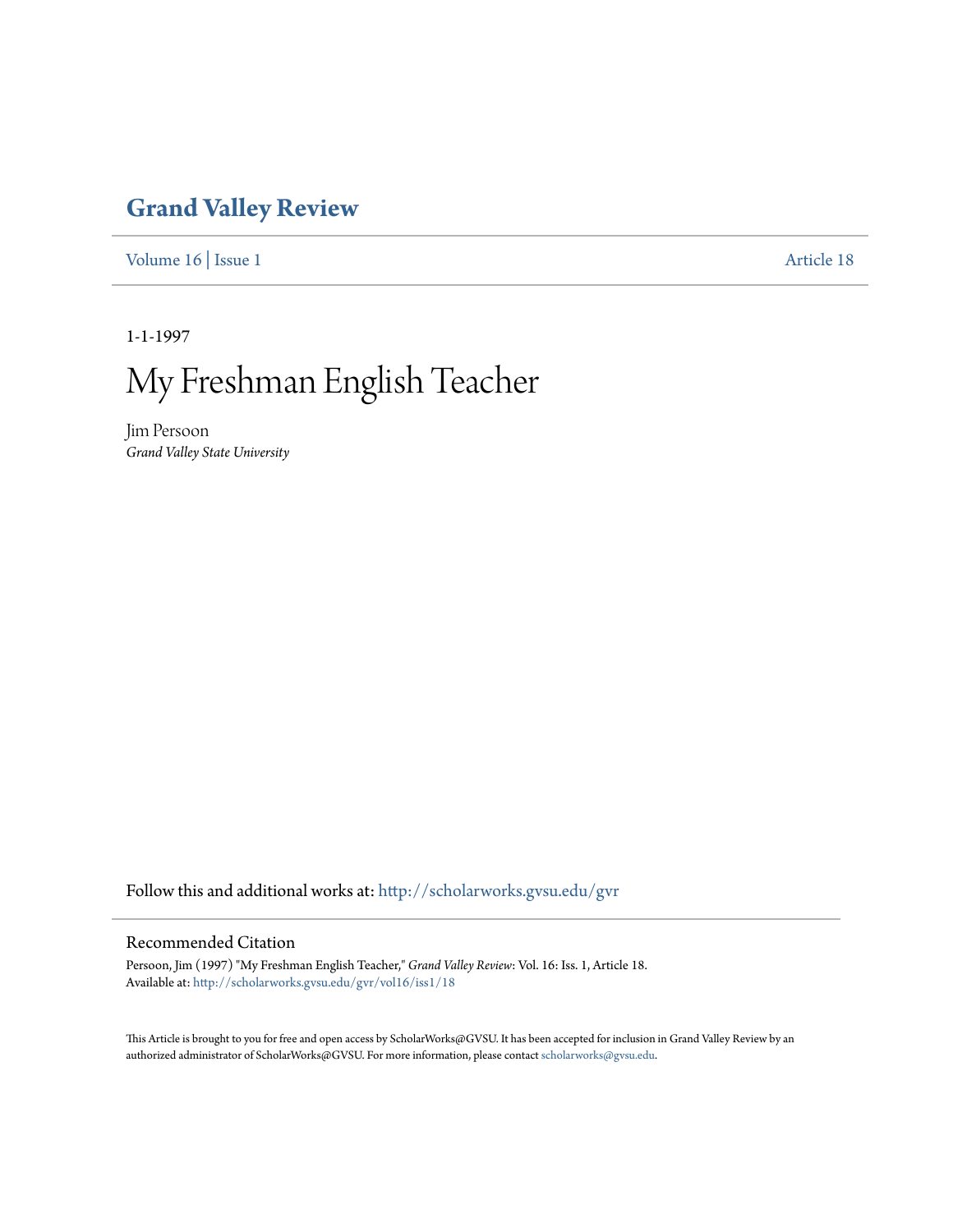# Grand Valley Review

Volume 16 | Issue 1 Article 18

1-1-1997

# My Freshman English Teacher

Jim Persoon
*Grand Valley State University*

Follow this and additional works at: http://scholarworks.gvsu.edu/gvr

## Recommended Citation

Persoon, Jim (1997) "My Freshman English Teacher," *Grand Valley Review*: Vol. 16: Iss. 1, Article 18.
Available at: http://scholarworks.gvsu.edu/gvr/vol16/iss1/18

This Article is brought to you for free and open access by ScholarWorks@GVSU. It has been accepted for inclusion in Grand Valley Review by an authorized administrator of ScholarWorks@GVSU. For more information, please contact scholarworks@gvsu.edu.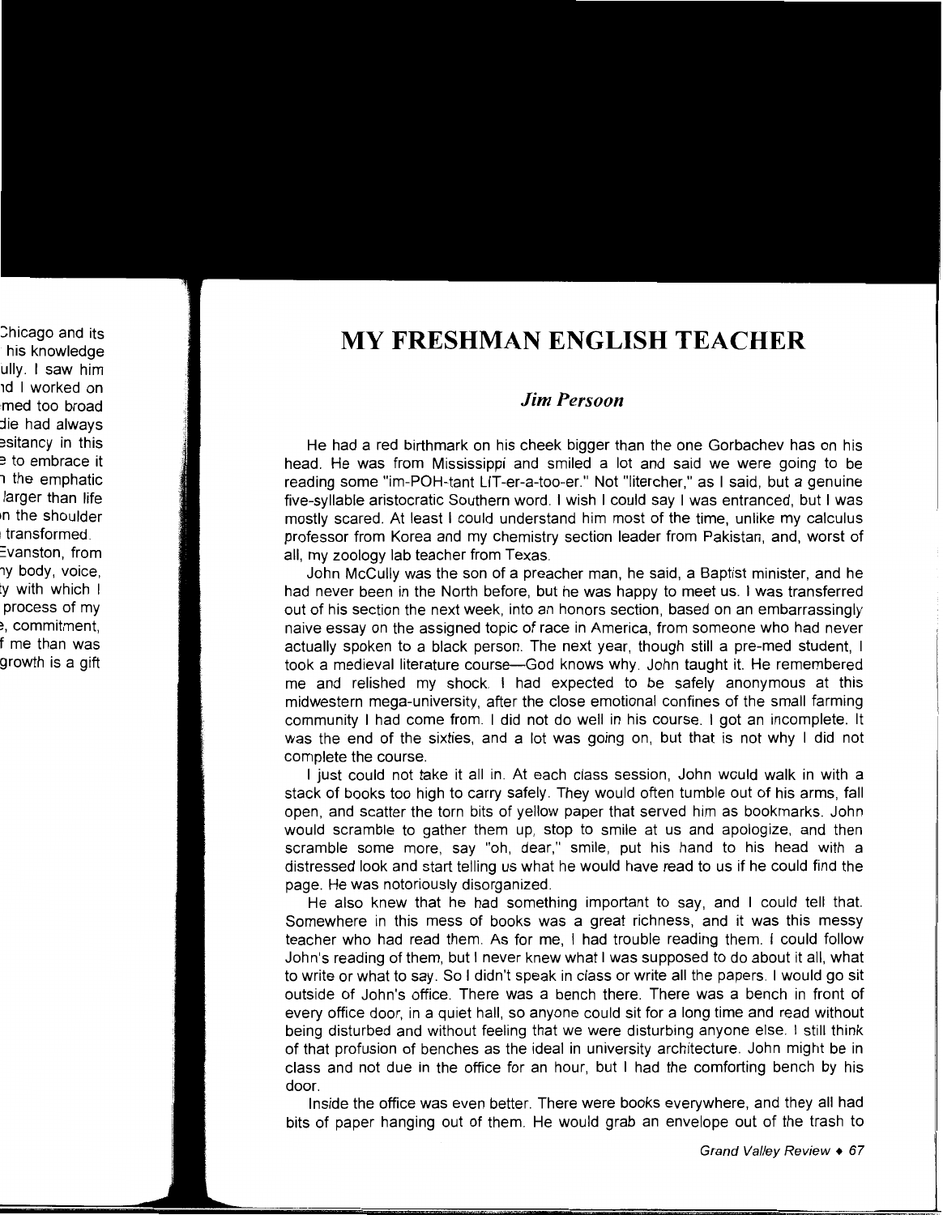# MY FRESHMAN ENGLISH TEACHER

### *Jim Persoon*

He had a red birthmark on his cheek bigger than the one Gorbachev has on his head. He was from Mississippi and smiled a lot and said we were going to be reading some "im-POH-tant LIT-er-a-too-er." Not "litercher," as I said, but a genuine five-syllable aristocratic Southern word. I wish I could say I was entranced, but I was mostly scared. At least I could understand him most of the time, unlike my calculus professor from Korea and my chemistry section leader from Pakistan, and, worst of all, my zoology lab teacher from Texas.

John McCully was the son of a preacher man, he said, a Baptist minister, and he had never been in the North before, but he was happy to meet us. I was transferred out of his section the next week, into an honors section, based on an embarrassingly naive essay on the assigned topic of race in America, from someone who had never actually spoken to a black person. The next year, though still a pre-med student, I took a medieval literature course—God knows why. John taught it. He remembered me and relished my shock. I had expected to be safely anonymous at this midwestern mega-university, after the close emotional confines of the small farming community I had come from. I did not do well in his course. I got an incomplete. It was the end of the sixties, and a lot was going on, but that is not why I did not complete the course.

I just could not take it all in. At each class session, John would walk in with a stack of books too high to carry safely. They would often tumble out of his arms, fall open, and scatter the torn bits of yellow paper that served him as bookmarks. John would scramble to gather them up, stop to smile at us and apologize, and then scramble some more, say "oh, dear," smile, put his hand to his head with a distressed look and start telling us what he would have read to us if he could find the page. He was notoriously disorganized.

He also knew that he had something important to say, and I could tell that. Somewhere in this mess of books was a great richness, and it was this messy teacher who had read them. As for me, I had trouble reading them. I could follow John's reading of them, but I never knew what I was supposed to do about it all, what to write or what to say. So I didn't speak in class or write all the papers. I would go sit outside of John's office. There was a bench there. There was a bench in front of every office door, in a quiet hall, so anyone could sit for a long time and read without being disturbed and without feeling that we were disturbing anyone else. I still think of that profusion of benches as the ideal in university architecture. John might be in class and not due in the office for an hour, but I had the comforting bench by his door.

Inside the office was even better. There were books everywhere, and they all had bits of paper hanging out of them. He would grab an envelope out of the trash to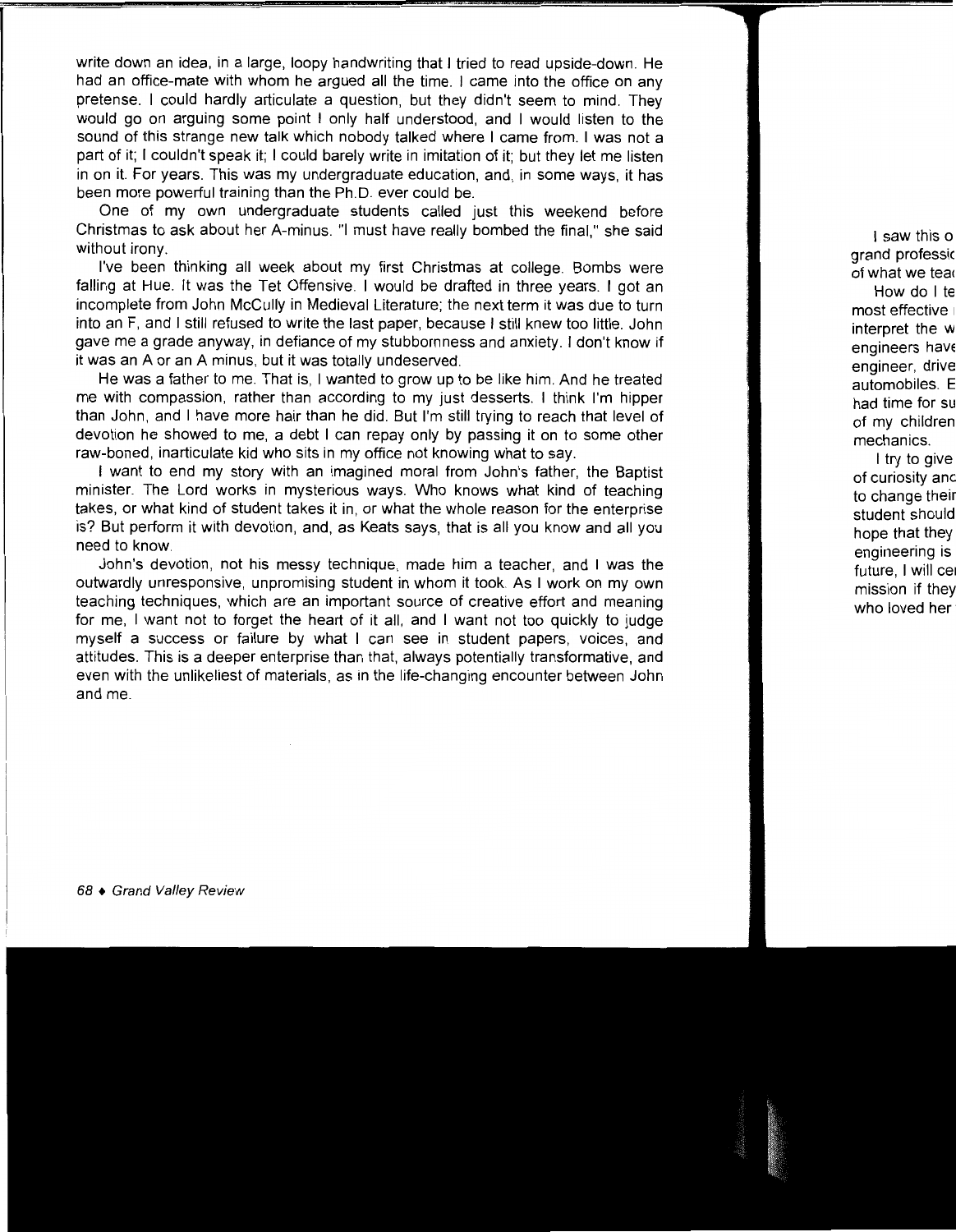write down an idea, in a large, loopy handwriting that I tried to read upside-down. He had an office-mate with whom he argued all the time. I came into the office on any pretense. I could hardly articulate a question, but they didn't seem to mind. They would go on arguing some point I only half understood, and I would listen to the sound of this strange new talk which nobody talked where I came from. I was not a part of it; I couldn't speak it; I could barely write in imitation of it; but they let me listen in on it. For years. This was my undergraduate education, and, in some ways, it has been more powerful training than the Ph.D. ever could be.

One of my own undergraduate students called just this weekend before Christmas to ask about her A-minus. "I must have really bombed the final," she said without irony.

I've been thinking all week about my first Christmas at college. Bombs were falling at Hue. It was the Tet Offensive. I would be drafted in three years. I got an incomplete from John McCully in Medieval Literature; the next term it was due to turn into an F, and I still refused to write the last paper, because I still knew too little. John gave me a grade anyway, in defiance of my stubbornness and anxiety. I don't know if it was an A or an A minus, but it was totally undeserved.

He was a father to me. That is, I wanted to grow up to be like him. And he treated me with compassion, rather than according to my just desserts. I think I'm hipper than John, and I have more hair than he did. But I'm still trying to reach that level of devotion he showed to me, a debt I can repay only by passing it on to some other raw-boned, inarticulate kid who sits in my office not knowing what to say.

I want to end my story with an imagined moral from John's father, the Baptist minister. The Lord works in mysterious ways. Who knows what kind of teaching takes, or what kind of student takes it in, or what the whole reason for the enterprise is? But perform it with devotion, and, as Keats says, that is all you know and all you need to know.

John's devotion, not his messy technique, made him a teacher, and I was the outwardly unresponsive, unpromising student in whom it took. As I work on my own teaching techniques, which are an important source of creative effort and meaning for me, I want not to forget the heart of it all, and I want not too quickly to judge myself a success or failure by what I can see in student papers, voices, and attitudes. This is a deeper enterprise than that, always potentially transformative, and even with the unlikeliest of materials, as in the life-changing encounter between John and me.